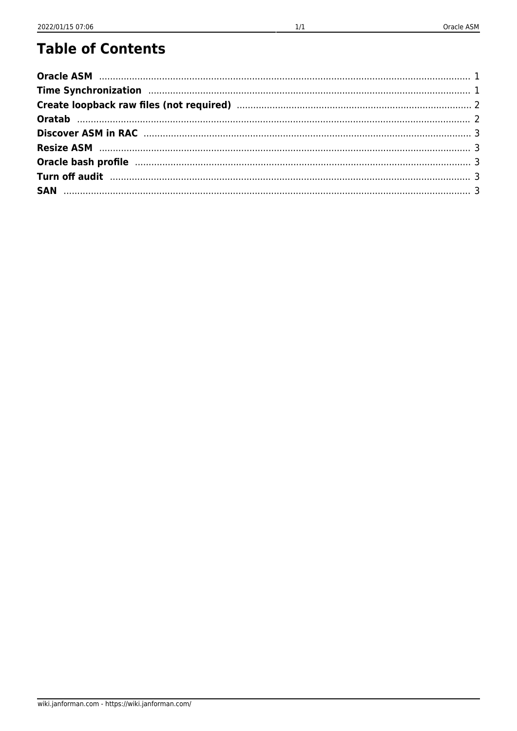# Table of Contents

- **Oracle ASM** ..... 1
- **Time Synchronization** ..... 1
- **Create loopback raw files (not required)** ..... 2
- **Oratab** ..... 2
- **Discover ASM in RAC** ..... 3
- **Resize ASM** ..... 3
- **Oracle bash profile** ..... 3
- **Turn off audit** ..... 3
- **SAN** ..... 3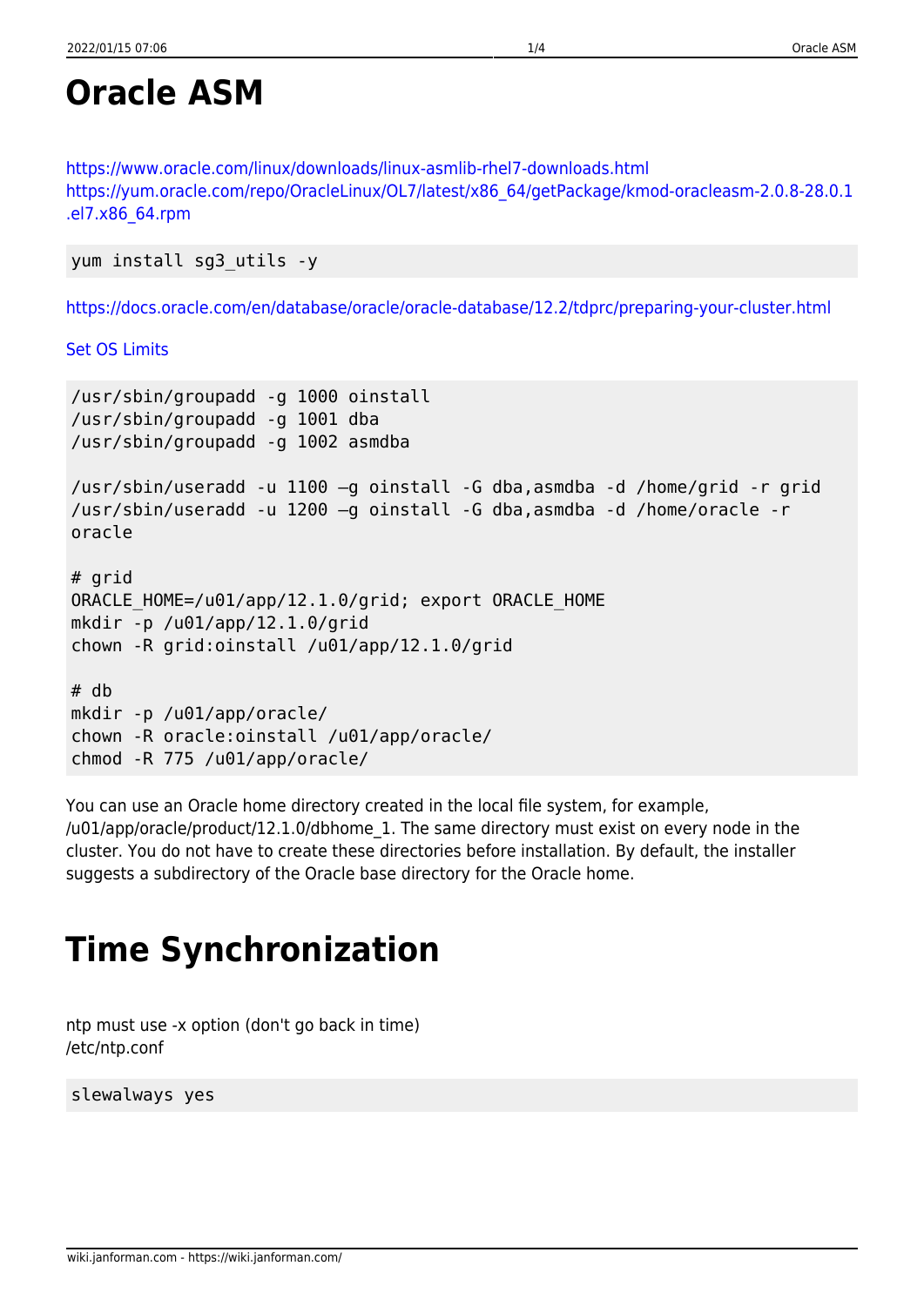# Oracle ASM

https://www.oracle.com/linux/downloads/linux-asmlib-rhel7-downloads.html
https://yum.oracle.com/repo/OracleLinux/OL7/latest/x86_64/getPackage/kmod-oracleasm-2.0.8-28.0.1.el7.x86_64.rpm

```
yum install sg3_utils -y
```

https://docs.oracle.com/en/database/oracle/oracle-database/12.2/tdprc/preparing-your-cluster.html

Set OS Limits

```
/usr/sbin/groupadd -g 1000 oinstall
/usr/sbin/groupadd -g 1001 dba
/usr/sbin/groupadd -g 1002 asmdba

/usr/sbin/useradd -u 1100 –g oinstall -G dba,asmdba -d /home/grid -r grid
/usr/sbin/useradd -u 1200 –g oinstall -G dba,asmdba -d /home/oracle -r
oracle

# grid
ORACLE_HOME=/u01/app/12.1.0/grid; export ORACLE_HOME
mkdir -p /u01/app/12.1.0/grid
chown -R grid:oinstall /u01/app/12.1.0/grid

# db
mkdir -p /u01/app/oracle/
chown -R oracle:oinstall /u01/app/oracle/
chmod -R 775 /u01/app/oracle/
```

You can use an Oracle home directory created in the local file system, for example, /u01/app/oracle/product/12.1.0/dbhome_1. The same directory must exist on every node in the cluster. You do not have to create these directories before installation. By default, the installer suggests a subdirectory of the Oracle base directory for the Oracle home.

# Time Synchronization

ntp must use -x option (don't go back in time)
/etc/ntp.conf

```
slewalways yes
```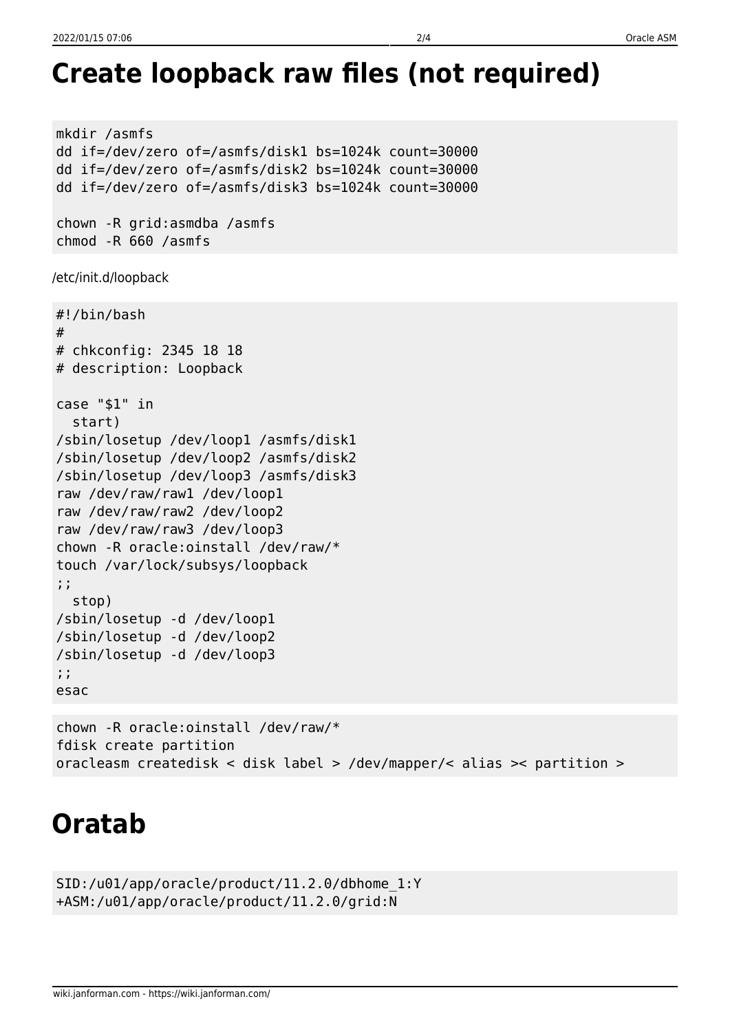# Create loopback raw files (not required)

```
mkdir /asmfs
dd if=/dev/zero of=/asmfs/disk1 bs=1024k count=30000
dd if=/dev/zero of=/asmfs/disk2 bs=1024k count=30000
dd if=/dev/zero of=/asmfs/disk3 bs=1024k count=30000

chown -R grid:asmdba /asmfs
chmod -R 660 /asmfs
```

/etc/init.d/loopback

```
#!/bin/bash
#
# chkconfig: 2345 18 18
# description: Loopback

case "$1" in
  start)
/sbin/losetup /dev/loop1 /asmfs/disk1
/sbin/losetup /dev/loop2 /asmfs/disk2
/sbin/losetup /dev/loop3 /asmfs/disk3
raw /dev/raw/raw1 /dev/loop1
raw /dev/raw/raw2 /dev/loop2
raw /dev/raw/raw3 /dev/loop3
chown -R oracle:oinstall /dev/raw/*
touch /var/lock/subsys/loopback
;;
  stop)
/sbin/losetup -d /dev/loop1
/sbin/losetup -d /dev/loop2
/sbin/losetup -d /dev/loop3
;;
esac
```

```
chown -R oracle:oinstall /dev/raw/*
fdisk create partition
oracleasm createdisk < disk label > /dev/mapper/< alias >< partition >
```

# Oratab

```
SID:/u01/app/oracle/product/11.2.0/dbhome_1:Y
+ASM:/u01/app/oracle/product/11.2.0/grid:N
```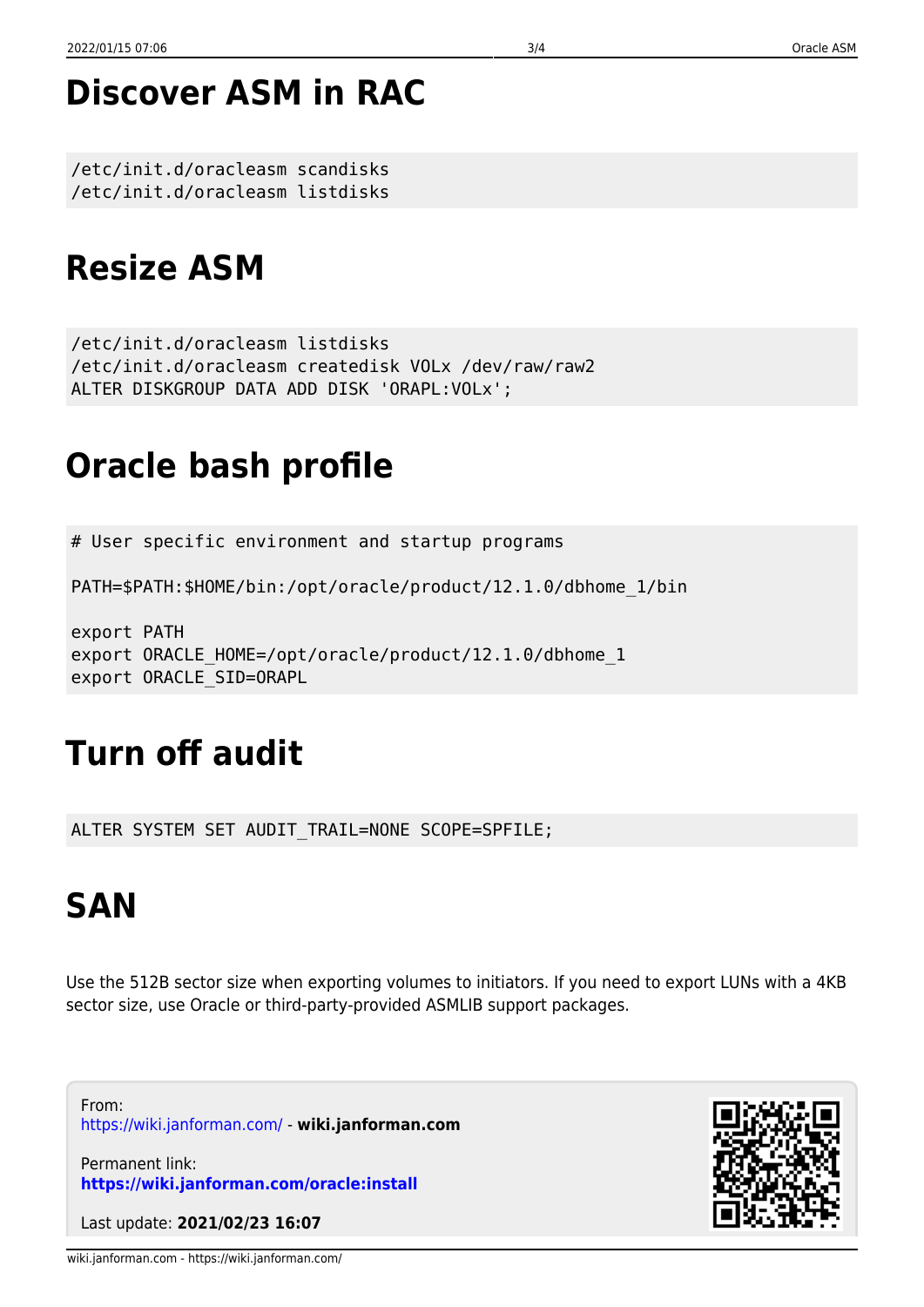# Discover ASM in RAC

```
/etc/init.d/oracleasm scandisks
/etc/init.d/oracleasm listdisks
```

# Resize ASM

```
/etc/init.d/oracleasm listdisks
/etc/init.d/oracleasm createdisk VOLx /dev/raw/raw2
ALTER DISKGROUP DATA ADD DISK 'ORAPL:VOLx';
```

# Oracle bash profile

```
# User specific environment and startup programs

PATH=$PATH:$HOME/bin:/opt/oracle/product/12.1.0/dbhome_1/bin

export PATH
export ORACLE_HOME=/opt/oracle/product/12.1.0/dbhome_1
export ORACLE_SID=ORAPL
```

# Turn off audit

```
ALTER SYSTEM SET AUDIT_TRAIL=NONE SCOPE=SPFILE;
```

# SAN

Use the 512B sector size when exporting volumes to initiators. If you need to export LUNs with a 4KB sector size, use Oracle or third-party-provided ASMLIB support packages.

From:
https://wiki.janforman.com/ - **wiki.janforman.com**

Permanent link:
**https://wiki.janforman.com/oracle:install**

Last update: **2021/02/23 16:07**